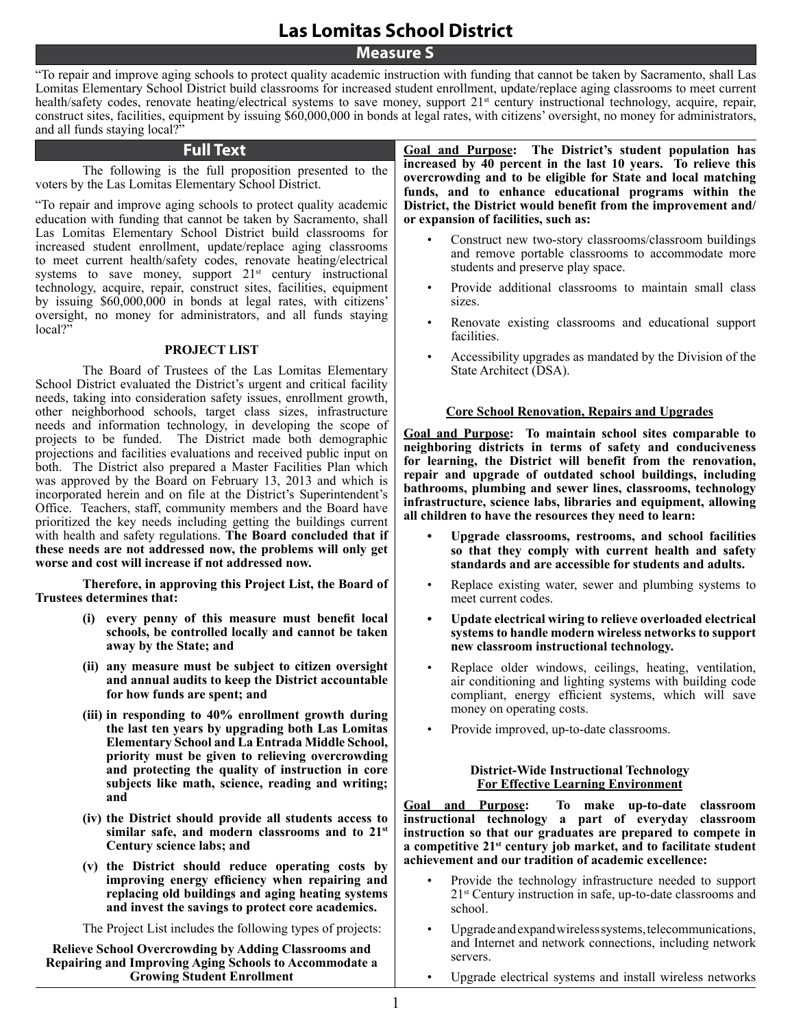# Las Lomitas School District

## Measure S

"To repair and improve aging schools to protect quality academic instruction with funding that cannot be taken by Sacramento, shall Las Lomitas Elementary School District build classrooms for increased student enrollment, update/replace aging classrooms to meet current health/safety codes, renovate heating/electrical systems to save money, support 21st century instructional technology, acquire, repair, construct sites, facilities, equipment by issuing $60,000,000 in bonds at legal rates, with citizens' oversight, no money for administrators, and all funds staying local?"

## Full Text

The following is the full proposition presented to the voters by the Las Lomitas Elementary School District.

"To repair and improve aging schools to protect quality academic education with funding that cannot be taken by Sacramento, shall Las Lomitas Elementary School District build classrooms for increased student enrollment, update/replace aging classrooms to meet current health/safety codes, renovate heating/electrical systems to save money, support 21st century instructional technology, acquire, repair, construct sites, facilities, equipment by issuing $60,000,000 in bonds at legal rates, with citizens' oversight, no money for administrators, and all funds staying local?"

### PROJECT LIST

The Board of Trustees of the Las Lomitas Elementary School District evaluated the District's urgent and critical facility needs, taking into consideration safety issues, enrollment growth, other neighborhood schools, target class sizes, infrastructure needs and information technology, in developing the scope of projects to be funded. The District made both demographic projections and facilities evaluations and received public input on both. The District also prepared a Master Facilities Plan which was approved by the Board on February 13, 2013 and which is incorporated herein and on file at the District's Superintendent's Office. Teachers, staff, community members and the Board have prioritized the key needs including getting the buildings current with health and safety regulations. **The Board concluded that if these needs are not addressed now, the problems will only get worse and cost will increase if not addressed now.**

**Therefore, in approving this Project List, the Board of Trustees determines that:**

**(i) every penny of this measure must benefit local schools, be controlled locally and cannot be taken away by the State; and**

**(ii) any measure must be subject to citizen oversight and annual audits to keep the District accountable for how funds are spent; and**

**(iii) in responding to 40% enrollment growth during the last ten years by upgrading both Las Lomitas Elementary School and La Entrada Middle School, priority must be given to relieving overcrowding and protecting the quality of instruction in core subjects like math, science, reading and writing; and**

**(iv) the District should provide all students access to similar safe, and modern classrooms and to 21st Century science labs; and**

**(v) the District should reduce operating costs by improving energy efficiency when repairing and replacing old buildings and aging heating systems and invest the savings to protect core academics.**

The Project List includes the following types of projects:

**Relieve School Overcrowding by Adding Classrooms and Repairing and Improving Aging Schools to Accommodate a Growing Student Enrollment**

**<u>Goal and Purpose</u>: The District's student population has increased by 40 percent in the last 10 years. To relieve this overcrowding and to be eligible for State and local matching funds, and to enhance educational programs within the District, the District would benefit from the improvement and/ or expansion of facilities, such as:**

- Construct new two-story classrooms/classroom buildings and remove portable classrooms to accommodate more students and preserve play space.
- Provide additional classrooms to maintain small class sizes.
- Renovate existing classrooms and educational support facilities.
- Accessibility upgrades as mandated by the Division of the State Architect (DSA).

**<u>Core School Renovation, Repairs and Upgrades</u>**

**<u>Goal and Purpose</u>: To maintain school sites comparable to neighboring districts in terms of safety and conduciveness for learning, the District will benefit from the renovation, repair and upgrade of outdated school buildings, including bathrooms, plumbing and sewer lines, classrooms, technology infrastructure, science labs, libraries and equipment, allowing all children to have the resources they need to learn:**

- **Upgrade classrooms, restrooms, and school facilities so that they comply with current health and safety standards and are accessible for students and adults.**
- Replace existing water, sewer and plumbing systems to meet current codes.
- **Update electrical wiring to relieve overloaded electrical systems to handle modern wireless networks to support new classroom instructional technology.**
- Replace older windows, ceilings, heating, ventilation, air conditioning and lighting systems with building code compliant, energy efficient systems, which will save money on operating costs.
- Provide improved, up-to-date classrooms.

**District-Wide Instructional Technology**
**<u>For Effective Learning Environment</u>**

**<u>Goal and Purpose</u>: To make up-to-date classroom instructional technology a part of everyday classroom instruction so that our graduates are prepared to compete in a competitive 21st century job market, and to facilitate student achievement and our tradition of academic excellence:**

- Provide the technology infrastructure needed to support 21st Century instruction in safe, up-to-date classrooms and school.
- Upgrade and expand wireless systems, telecommunications, and Internet and network connections, including network servers.
- Upgrade electrical systems and install wireless networks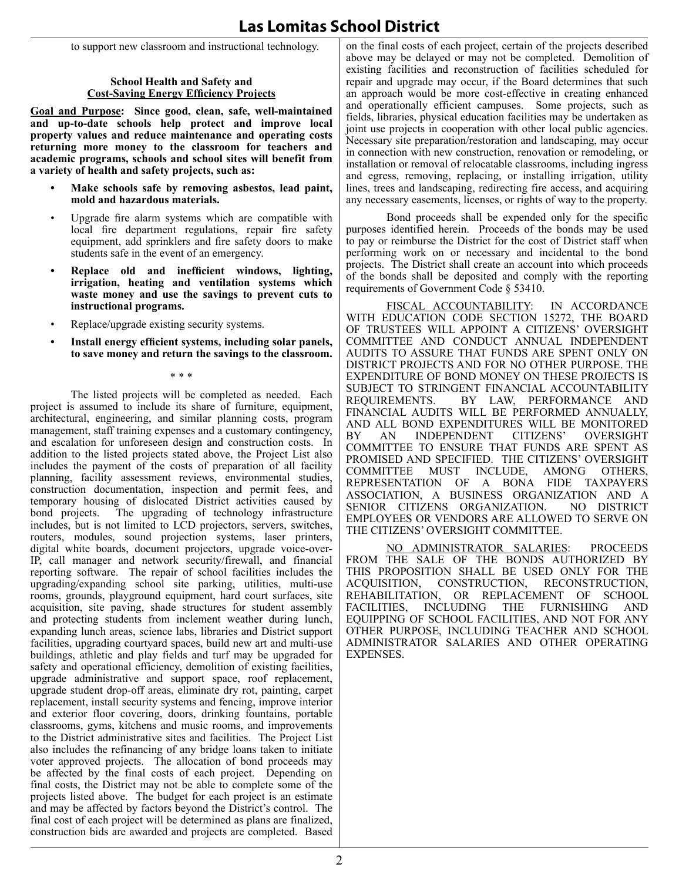to support new classroom and instructional technology.

**School Health and Safety and**
**Cost-Saving Energy Efficiency Projects**

**Goal and Purpose: Since good, clean, safe, well-maintained and up-to-date schools help protect and improve local property values and reduce maintenance and operating costs returning more money to the classroom for teachers and academic programs, schools and school sites will benefit from a variety of health and safety projects, such as:**

- **Make schools safe by removing asbestos, lead paint, mold and hazardous materials.**
- Upgrade fire alarm systems which are compatible with local fire department regulations, repair fire safety equipment, add sprinklers and fire safety doors to make students safe in the event of an emergency.
- **Replace old and inefficient windows, lighting, irrigation, heating and ventilation systems which waste money and use the savings to prevent cuts to instructional programs.**
- Replace/upgrade existing security systems.
- **Install energy efficient systems, including solar panels, to save money and return the savings to the classroom.**

\* \* \*

The listed projects will be completed as needed. Each project is assumed to include its share of furniture, equipment, architectural, engineering, and similar planning costs, program management, staff training expenses and a customary contingency, and escalation for unforeseen design and construction costs. In addition to the listed projects stated above, the Project List also includes the payment of the costs of preparation of all facility planning, facility assessment reviews, environmental studies, construction documentation, inspection and permit fees, and temporary housing of dislocated District activities caused by bond projects. The upgrading of technology infrastructure includes, but is not limited to LCD projectors, servers, switches, routers, modules, sound projection systems, laser printers, digital white boards, document projectors, upgrade voice-over-IP, call manager and network security/firewall, and financial reporting software. The repair of school facilities includes the upgrading/expanding school site parking, utilities, multi-use rooms, grounds, playground equipment, hard court surfaces, site acquisition, site paving, shade structures for student assembly and protecting students from inclement weather during lunch, expanding lunch areas, science labs, libraries and District support facilities, upgrading courtyard spaces, build new art and multi-use buildings, athletic and play fields and turf may be upgraded for safety and operational efficiency, demolition of existing facilities, upgrade administrative and support space, roof replacement, upgrade student drop-off areas, eliminate dry rot, painting, carpet replacement, install security systems and fencing, improve interior and exterior floor covering, doors, drinking fountains, portable classrooms, gyms, kitchens and music rooms, and improvements to the District administrative sites and facilities. The Project List also includes the refinancing of any bridge loans taken to initiate voter approved projects. The allocation of bond proceeds may be affected by the final costs of each project. Depending on final costs, the District may not be able to complete some of the projects listed above. The budget for each project is an estimate and may be affected by factors beyond the District's control. The final cost of each project will be determined as plans are finalized, construction bids are awarded and projects are completed. Based on the final costs of each project, certain of the projects described above may be delayed or may not be completed. Demolition of existing facilities and reconstruction of facilities scheduled for repair and upgrade may occur, if the Board determines that such an approach would be more cost-effective in creating enhanced and operationally efficient campuses. Some projects, such as fields, libraries, physical education facilities may be undertaken as joint use projects in cooperation with other local public agencies. Necessary site preparation/restoration and landscaping, may occur in connection with new construction, renovation or remodeling, or installation or removal of relocatable classrooms, including ingress and egress, removing, replacing, or installing irrigation, utility lines, trees and landscaping, redirecting fire access, and acquiring any necessary easements, licenses, or rights of way to the property.

Bond proceeds shall be expended only for the specific purposes identified herein. Proceeds of the bonds may be used to pay or reimburse the District for the cost of District staff when performing work on or necessary and incidental to the bond projects. The District shall create an account into which proceeds of the bonds shall be deposited and comply with the reporting requirements of Government Code § 53410.

<u>FISCAL ACCOUNTABILITY</u>: IN ACCORDANCE WITH EDUCATION CODE SECTION 15272, THE BOARD OF TRUSTEES WILL APPOINT A CITIZENS' OVERSIGHT COMMITTEE AND CONDUCT ANNUAL INDEPENDENT AUDITS TO ASSURE THAT FUNDS ARE SPENT ONLY ON DISTRICT PROJECTS AND FOR NO OTHER PURPOSE. THE EXPENDITURE OF BOND MONEY ON THESE PROJECTS IS SUBJECT TO STRINGENT FINANCIAL ACCOUNTABILITY REQUIREMENTS. BY LAW, PERFORMANCE AND FINANCIAL AUDITS WILL BE PERFORMED ANNUALLY, AND ALL BOND EXPENDITURES WILL BE MONITORED BY AN INDEPENDENT CITIZENS' OVERSIGHT COMMITTEE TO ENSURE THAT FUNDS ARE SPENT AS PROMISED AND SPECIFIED. THE CITIZENS' OVERSIGHT COMMITTEE MUST INCLUDE, AMONG OTHERS, REPRESENTATION OF A BONA FIDE TAXPAYERS ASSOCIATION, A BUSINESS ORGANIZATION AND A SENIOR CITIZENS ORGANIZATION. NO DISTRICT EMPLOYEES OR VENDORS ARE ALLOWED TO SERVE ON THE CITIZENS' OVERSIGHT COMMITTEE.

<u>NO ADMINISTRATOR SALARIES</u>: PROCEEDS FROM THE SALE OF THE BONDS AUTHORIZED BY THIS PROPOSITION SHALL BE USED ONLY FOR THE ACQUISITION, CONSTRUCTION, RECONSTRUCTION, REHABILITATION, OR REPLACEMENT OF SCHOOL FACILITIES, INCLUDING THE FURNISHING AND EQUIPPING OF SCHOOL FACILITIES, AND NOT FOR ANY OTHER PURPOSE, INCLUDING TEACHER AND SCHOOL ADMINISTRATOR SALARIES AND OTHER OPERATING EXPENSES.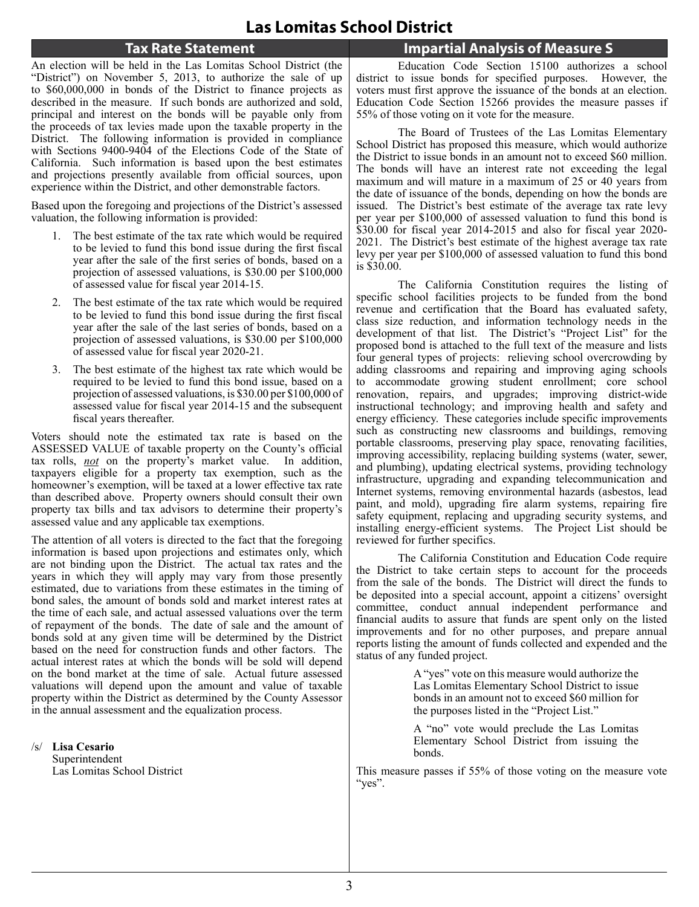# Las Lomitas School District

## Tax Rate Statement

An election will be held in the Las Lomitas School District (the "District") on November 5, 2013, to authorize the sale of up to $60,000,000 in bonds of the District to finance projects as described in the measure. If such bonds are authorized and sold, principal and interest on the bonds will be payable only from the proceeds of tax levies made upon the taxable property in the District. The following information is provided in compliance with Sections 9400-9404 of the Elections Code of the State of California. Such information is based upon the best estimates and projections presently available from official sources, upon experience within the District, and other demonstrable factors.

Based upon the foregoing and projections of the District's assessed valuation, the following information is provided:

1. The best estimate of the tax rate which would be required to be levied to fund this bond issue during the first fiscal year after the sale of the first series of bonds, based on a projection of assessed valuations, is $30.00 per $100,000 of assessed value for fiscal year 2014-15.
2. The best estimate of the tax rate which would be required to be levied to fund this bond issue during the first fiscal year after the sale of the last series of bonds, based on a projection of assessed valuations, is $30.00 per $100,000 of assessed value for fiscal year 2020-21.
3. The best estimate of the highest tax rate which would be required to be levied to fund this bond issue, based on a projection of assessed valuations, is $30.00 per $100,000 of assessed value for fiscal year 2014-15 and the subsequent fiscal years thereafter.

Voters should note the estimated tax rate is based on the ASSESSED VALUE of taxable property on the County's official tax rolls, ***not*** on the property's market value. In addition, taxpayers eligible for a property tax exemption, such as the homeowner's exemption, will be taxed at a lower effective tax rate than described above. Property owners should consult their own property tax bills and tax advisors to determine their property's assessed value and any applicable tax exemptions.

The attention of all voters is directed to the fact that the foregoing information is based upon projections and estimates only, which are not binding upon the District. The actual tax rates and the years in which they will apply may vary from those presently estimated, due to variations from these estimates in the timing of bond sales, the amount of bonds sold and market interest rates at the time of each sale, and actual assessed valuations over the term of repayment of the bonds. The date of sale and the amount of bonds sold at any given time will be determined by the District based on the need for construction funds and other factors. The actual interest rates at which the bonds will be sold will depend on the bond market at the time of sale. Actual future assessed valuations will depend upon the amount and value of taxable property within the District as determined by the County Assessor in the annual assessment and the equalization process.

/s/ **Lisa Cesario**
Superintendent
Las Lomitas School District

## Impartial Analysis of Measure S

Education Code Section 15100 authorizes a school district to issue bonds for specified purposes. However, the voters must first approve the issuance of the bonds at an election. Education Code Section 15266 provides the measure passes if 55% of those voting on it vote for the measure.

The Board of Trustees of the Las Lomitas Elementary School District has proposed this measure, which would authorize the District to issue bonds in an amount not to exceed $60 million. The bonds will have an interest rate not exceeding the legal maximum and will mature in a maximum of 25 or 40 years from the date of issuance of the bonds, depending on how the bonds are issued. The District's best estimate of the average tax rate levy per year per $100,000 of assessed valuation to fund this bond is $30.00 for fiscal year 2014-2015 and also for fiscal year 2020-2021. The District's best estimate of the highest average tax rate levy per year per $100,000 of assessed valuation to fund this bond is $30.00.

The California Constitution requires the listing of specific school facilities projects to be funded from the bond revenue and certification that the Board has evaluated safety, class size reduction, and information technology needs in the development of that list. The District's "Project List" for the proposed bond is attached to the full text of the measure and lists four general types of projects: relieving school overcrowding by adding classrooms and repairing and improving aging schools to accommodate growing student enrollment; core school renovation, repairs, and upgrades; improving district-wide instructional technology; and improving health and safety and energy efficiency. These categories include specific improvements such as constructing new classrooms and buildings, removing portable classrooms, preserving play space, renovating facilities, improving accessibility, replacing building systems (water, sewer, and plumbing), updating electrical systems, providing technology infrastructure, upgrading and expanding telecommunication and Internet systems, removing environmental hazards (asbestos, lead paint, and mold), upgrading fire alarm systems, repairing fire safety equipment, replacing and upgrading security systems, and installing energy-efficient systems. The Project List should be reviewed for further specifics.

The California Constitution and Education Code require the District to take certain steps to account for the proceeds from the sale of the bonds. The District will direct the funds to be deposited into a special account, appoint a citizens' oversight committee, conduct annual independent performance and financial audits to assure that funds are spent only on the listed improvements and for no other purposes, and prepare annual reports listing the amount of funds collected and expended and the status of any funded project.

A "yes" vote on this measure would authorize the Las Lomitas Elementary School District to issue bonds in an amount not to exceed $60 million for the purposes listed in the "Project List."

A "no" vote would preclude the Las Lomitas Elementary School District from issuing the bonds.

This measure passes if 55% of those voting on the measure vote "yes".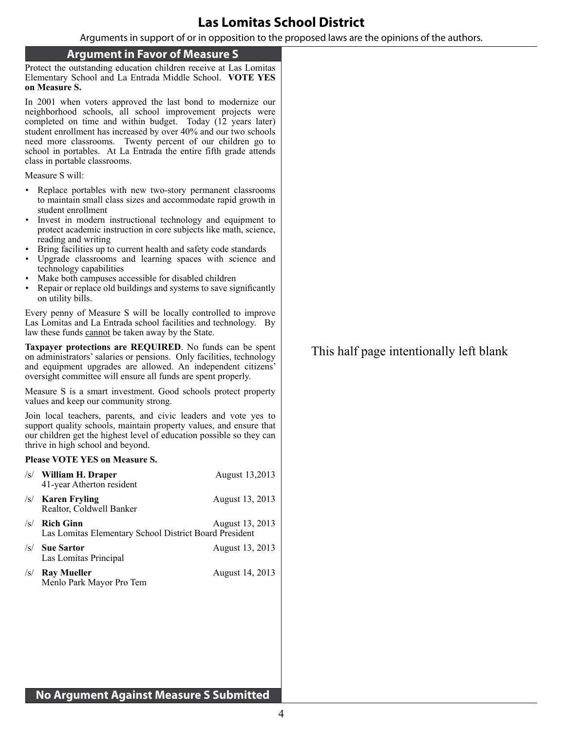# Las Lomitas School District

Arguments in support of or in opposition to the proposed laws are the opinions of the authors.

## Argument in Favor of Measure S

Protect the outstanding education children receive at Las Lomitas Elementary School and La Entrada Middle School. **VOTE YES on Measure S.**

In 2001 when voters approved the last bond to modernize our neighborhood schools, all school improvement projects were completed on time and within budget. Today (12 years later) student enrollment has increased by over 40% and our two schools need more classrooms. Twenty percent of our children go to school in portables. At La Entrada the entire fifth grade attends class in portable classrooms.

Measure S will:

- Replace portables with new two-story permanent classrooms to maintain small class sizes and accommodate rapid growth in student enrollment
- Invest in modern instructional technology and equipment to protect academic instruction in core subjects like math, science, reading and writing
- Bring facilities up to current health and safety code standards
- Upgrade classrooms and learning spaces with science and technology capabilities
- Make both campuses accessible for disabled children
- Repair or replace old buildings and systems to save significantly on utility bills.

Every penny of Measure S will be locally controlled to improve Las Lomitas and La Entrada school facilities and technology. By law these funds cannot be taken away by the State.

**Taxpayer protections are REQUIRED**. No funds can be spent on administrators' salaries or pensions. Only facilities, technology and equipment upgrades are allowed. An independent citizens' oversight committee will ensure all funds are spent properly.

Measure S is a smart investment. Good schools protect property values and keep our community strong.

Join local teachers, parents, and civic leaders and vote yes to support quality schools, maintain property values, and ensure that our children get the highest level of education possible so they can thrive in high school and beyond.

**Please VOTE YES on Measure S.**

/s/ **William H. Draper** — August 13,2013
41-year Atherton resident

/s/ **Karen Fryling** — August 13, 2013
Realtor, Coldwell Banker

/s/ **Rich Ginn** — August 13, 2013
Las Lomitas Elementary School District Board President

/s/ **Sue Sartor** — August 13, 2013
Las Lomitas Principal

/s/ **Ray Mueller** — August 14, 2013
Menlo Park Mayor Pro Tem

## No Argument Against Measure S Submitted

This half page intentionally left blank